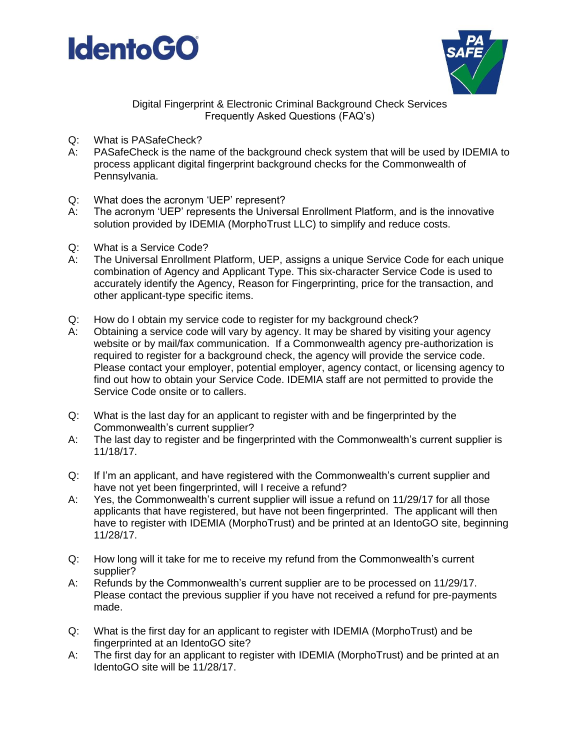# IdentoGO

Digital Fingerprint & Electronic Criminal Background Check Services
Frequently Asked Questions (FAQ's)

Q: What is PASafeCheck?
A: PASafeCheck is the name of the background check system that will be used by IDEMIA to process applicant digital fingerprint background checks for the Commonwealth of Pennsylvania.

Q: What does the acronym 'UEP' represent?
A: The acronym 'UEP' represents the Universal Enrollment Platform, and is the innovative solution provided by IDEMIA (MorphoTrust LLC) to simplify and reduce costs.

Q: What is a Service Code?
A: The Universal Enrollment Platform, UEP, assigns a unique Service Code for each unique combination of Agency and Applicant Type. This six-character Service Code is used to accurately identify the Agency, Reason for Fingerprinting, price for the transaction, and other applicant-type specific items.

Q: How do I obtain my service code to register for my background check?
A: Obtaining a service code will vary by agency. It may be shared by visiting your agency website or by mail/fax communication. If a Commonwealth agency pre-authorization is required to register for a background check, the agency will provide the service code. Please contact your employer, potential employer, agency contact, or licensing agency to find out how to obtain your Service Code. IDEMIA staff are not permitted to provide the Service Code onsite or to callers.

Q: What is the last day for an applicant to register with and be fingerprinted by the Commonwealth's current supplier?
A: The last day to register and be fingerprinted with the Commonwealth's current supplier is 11/18/17.

Q: If I'm an applicant, and have registered with the Commonwealth's current supplier and have not yet been fingerprinted, will I receive a refund?
A: Yes, the Commonwealth's current supplier will issue a refund on 11/29/17 for all those applicants that have registered, but have not been fingerprinted. The applicant will then have to register with IDEMIA (MorphoTrust) and be printed at an IdentoGO site, beginning 11/28/17.

Q: How long will it take for me to receive my refund from the Commonwealth's current supplier?
A: Refunds by the Commonwealth's current supplier are to be processed on 11/29/17. Please contact the previous supplier if you have not received a refund for pre-payments made.

Q: What is the first day for an applicant to register with IDEMIA (MorphoTrust) and be fingerprinted at an IdentoGO site?
A: The first day for an applicant to register with IDEMIA (MorphoTrust) and be printed at an IdentoGO site will be 11/28/17.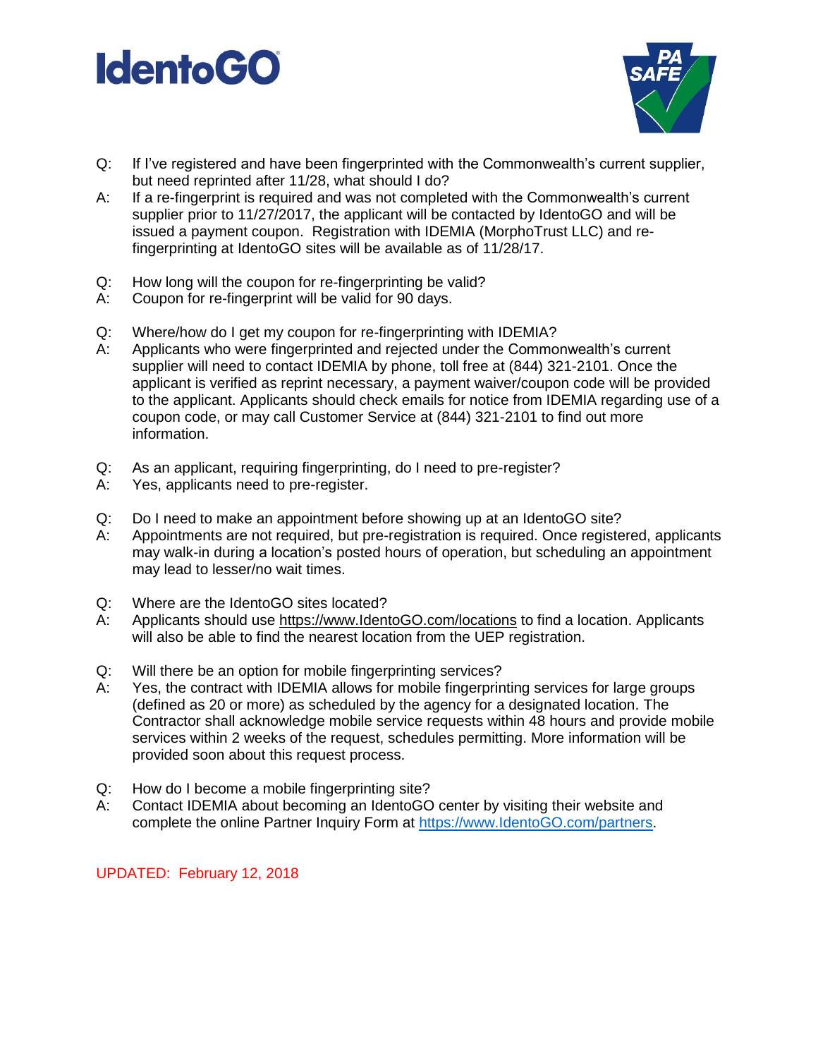Q: If I've registered and have been fingerprinted with the Commonwealth's current supplier, but need reprinted after 11/28, what should I do?

A: If a re-fingerprint is required and was not completed with the Commonwealth's current supplier prior to 11/27/2017, the applicant will be contacted by IdentoGO and will be issued a payment coupon. Registration with IDEMIA (MorphoTrust LLC) and re-fingerprinting at IdentoGO sites will be available as of 11/28/17.

Q: How long will the coupon for re-fingerprinting be valid?

A: Coupon for re-fingerprint will be valid for 90 days.

Q: Where/how do I get my coupon for re-fingerprinting with IDEMIA?

A: Applicants who were fingerprinted and rejected under the Commonwealth's current supplier will need to contact IDEMIA by phone, toll free at (844) 321-2101. Once the applicant is verified as reprint necessary, a payment waiver/coupon code will be provided to the applicant. Applicants should check emails for notice from IDEMIA regarding use of a coupon code, or may call Customer Service at (844) 321-2101 to find out more information.

Q: As an applicant, requiring fingerprinting, do I need to pre-register?

A: Yes, applicants need to pre-register.

Q: Do I need to make an appointment before showing up at an IdentoGO site?

A: Appointments are not required, but pre-registration is required. Once registered, applicants may walk-in during a location's posted hours of operation, but scheduling an appointment may lead to lesser/no wait times.

Q: Where are the IdentoGO sites located?

A: Applicants should use https://www.IdentoGO.com/locations to find a location. Applicants will also be able to find the nearest location from the UEP registration.

Q: Will there be an option for mobile fingerprinting services?

A: Yes, the contract with IDEMIA allows for mobile fingerprinting services for large groups (defined as 20 or more) as scheduled by the agency for a designated location. The Contractor shall acknowledge mobile service requests within 48 hours and provide mobile services within 2 weeks of the request, schedules permitting. More information will be provided soon about this request process.

Q: How do I become a mobile fingerprinting site?

A: Contact IDEMIA about becoming an IdentoGO center by visiting their website and complete the online Partner Inquiry Form at https://www.IdentoGO.com/partners.

UPDATED: February 12, 2018